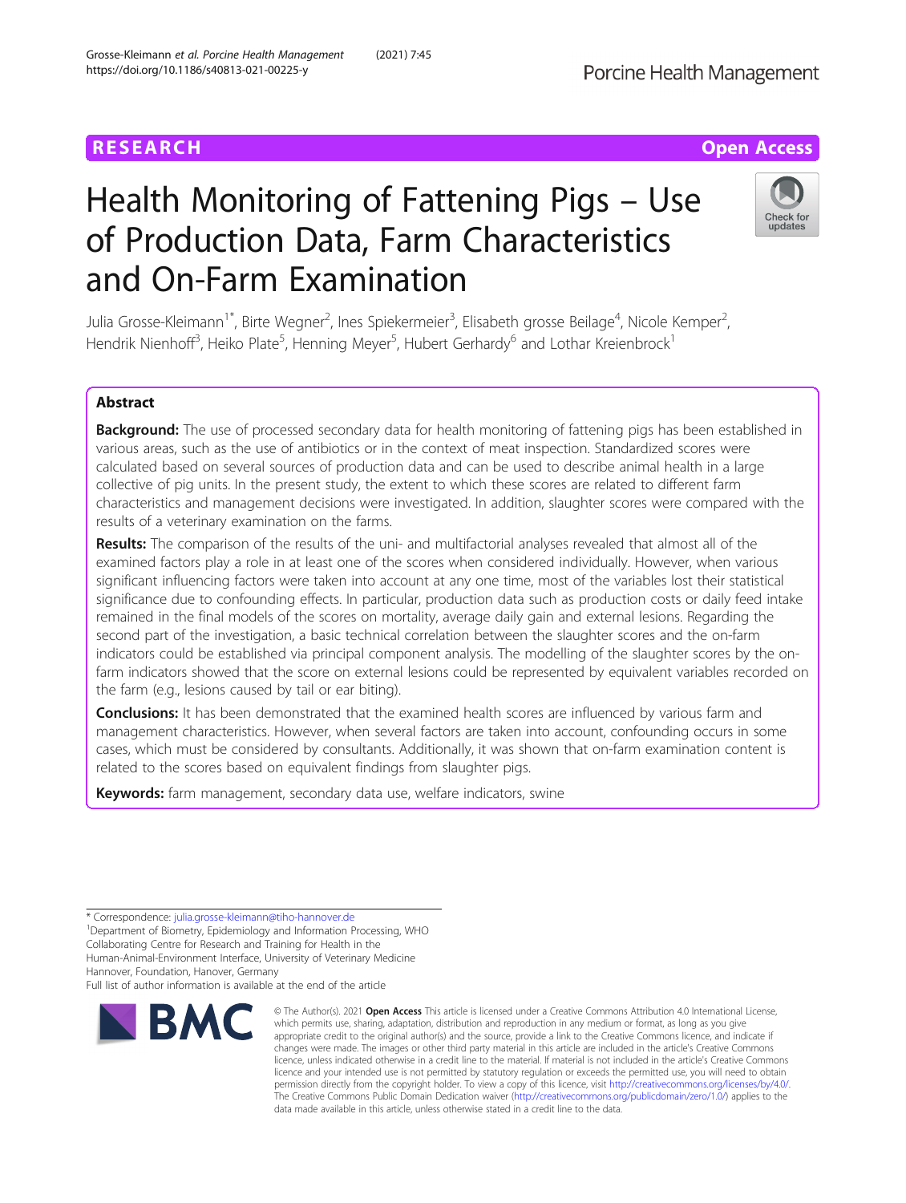RESEARCH Open Access

# Health Monitoring of Fattening Pigs – Use of Production Data, Farm Characteristics and On-Farm Examination

Julia Grosse-Kleimann[1*], Birte Wegner[2], Ines Spiekermeier[3], Elisabeth grosse Beilage[4], Nicole Kemper[2], Hendrik Nienhoff[3], Heiko Plate[5], Henning Meyer[5], Hubert Gerhardy[6] and Lothar Kreienbrock[1]

## Abstract

**Background:** The use of processed secondary data for health monitoring of fattening pigs has been established in various areas, such as the use of antibiotics or in the context of meat inspection. Standardized scores were calculated based on several sources of production data and can be used to describe animal health in a large collective of pig units. In the present study, the extent to which these scores are related to different farm characteristics and management decisions were investigated. In addition, slaughter scores were compared with the results of a veterinary examination on the farms.

**Results:** The comparison of the results of the uni- and multifactorial analyses revealed that almost all of the examined factors play a role in at least one of the scores when considered individually. However, when various significant influencing factors were taken into account at any one time, most of the variables lost their statistical significance due to confounding effects. In particular, production data such as production costs or daily feed intake remained in the final models of the scores on mortality, average daily gain and external lesions. Regarding the second part of the investigation, a basic technical correlation between the slaughter scores and the on-farm indicators could be established via principal component analysis. The modelling of the slaughter scores by the on-farm indicators showed that the score on external lesions could be represented by equivalent variables recorded on the farm (e.g., lesions caused by tail or ear biting).

**Conclusions:** It has been demonstrated that the examined health scores are influenced by various farm and management characteristics. However, when several factors are taken into account, confounding occurs in some cases, which must be considered by consultants. Additionally, it was shown that on-farm examination content is related to the scores based on equivalent findings from slaughter pigs.

**Keywords:** farm management, secondary data use, welfare indicators, swine

\* Correspondence: julia.grosse-kleimann@tiho-hannover.de

[1]Department of Biometry, Epidemiology and Information Processing, WHO Collaborating Centre for Research and Training for Health in the Human-Animal-Environment Interface, University of Veterinary Medicine Hannover, Foundation, Hanover, Germany

Full list of author information is available at the end of the article

© The Author(s). 2021 **Open Access** This article is licensed under a Creative Commons Attribution 4.0 International License, which permits use, sharing, adaptation, distribution and reproduction in any medium or format, as long as you give appropriate credit to the original author(s) and the source, provide a link to the Creative Commons licence, and indicate if changes were made. The images or other third party material in this article are included in the article's Creative Commons licence, unless indicated otherwise in a credit line to the material. If material is not included in the article's Creative Commons licence and your intended use is not permitted by statutory regulation or exceeds the permitted use, you will need to obtain permission directly from the copyright holder. To view a copy of this licence, visit http://creativecommons.org/licenses/by/4.0/. The Creative Commons Public Domain Dedication waiver (http://creativecommons.org/publicdomain/zero/1.0/) applies to the data made available in this article, unless otherwise stated in a credit line to the data.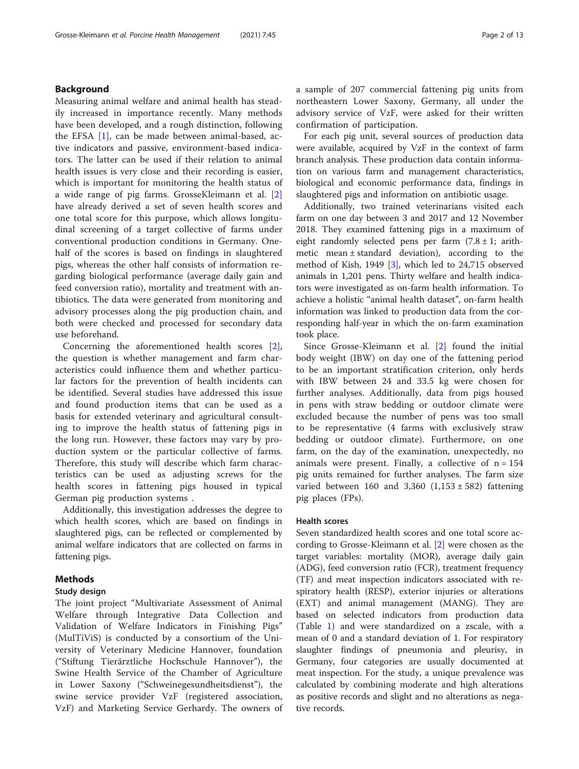## Background

Measuring animal welfare and animal health has steadily increased in importance recently. Many methods have been developed, and a rough distinction, following the EFSA [1], can be made between animal-based, active indicators and passive, environment-based indicators. The latter can be used if their relation to animal health issues is very close and their recording is easier, which is important for monitoring the health status of a wide range of pig farms. GrosseKleimann et al. [2] have already derived a set of seven health scores and one total score for this purpose, which allows longitudinal screening of a target collective of farms under conventional production conditions in Germany. One-half of the scores is based on findings in slaughtered pigs, whereas the other half consists of information regarding biological performance (average daily gain and feed conversion ratio), mortality and treatment with antibiotics. The data were generated from monitoring and advisory processes along the pig production chain, and both were checked and processed for secondary data use beforehand.

Concerning the aforementioned health scores [2], the question is whether management and farm characteristics could influence them and whether particular factors for the prevention of health incidents can be identified. Several studies have addressed this issue and found production items that can be used as a basis for extended veterinary and agricultural consulting to improve the health status of fattening pigs in the long run. However, these factors may vary by production system or the particular collective of farms. Therefore, this study will describe which farm characteristics can be used as adjusting screws for the health scores in fattening pigs housed in typical German pig production systems .

Additionally, this investigation addresses the degree to which health scores, which are based on findings in slaughtered pigs, can be reflected or complemented by animal welfare indicators that are collected on farms in fattening pigs.

## Methods

### Study design

The joint project "Multivariate Assessment of Animal Welfare through Integrative Data Collection and Validation of Welfare Indicators in Finishing Pigs" (MulTiViS) is conducted by a consortium of the University of Veterinary Medicine Hannover, foundation ("Stiftung Tierärztliche Hochschule Hannover"), the Swine Health Service of the Chamber of Agriculture in Lower Saxony ("Schweinegesundheitsdienst"), the swine service provider VzF (registered association, VzF) and Marketing Service Gerhardy. The owners of a sample of 207 commercial fattening pig units from northeastern Lower Saxony, Germany, all under the advisory service of VzF, were asked for their written confirmation of participation.

For each pig unit, several sources of production data were available, acquired by VzF in the context of farm branch analysis. These production data contain information on various farm and management characteristics, biological and economic performance data, findings in slaughtered pigs and information on antibiotic usage.

Additionally, two trained veterinarians visited each farm on one day between 3 and 2017 and 12 November 2018. They examined fattening pigs in a maximum of eight randomly selected pens per farm ($7.8 \pm 1$; arithmetic mean ± standard deviation), according to the method of Kish, 1949 [3], which led to 24,715 observed animals in 1,201 pens. Thirty welfare and health indicators were investigated as on-farm health information. To achieve a holistic "animal health dataset", on-farm health information was linked to production data from the corresponding half-year in which the on-farm examination took place.

Since Grosse-Kleimann et al. [2] found the initial body weight (IBW) on day one of the fattening period to be an important stratification criterion, only herds with IBW between 24 and 33.5 kg were chosen for further analyses. Additionally, data from pigs housed in pens with straw bedding or outdoor climate were excluded because the number of pens was too small to be representative (4 farms with exclusively straw bedding or outdoor climate). Furthermore, on one farm, on the day of the examination, unexpectedly, no animals were present. Finally, a collective of $n = 154$ pig units remained for further analyses. The farm size varied between 160 and 3,360 ($1,153 \pm 582$) fattening pig places (FPs).

### Health scores

Seven standardized health scores and one total score according to Grosse-Kleimann et al. [2] were chosen as the target variables: mortality (MOR), average daily gain (ADG), feed conversion ratio (FCR), treatment frequency (TF) and meat inspection indicators associated with respiratory health (RESP), exterior injuries or alterations (EXT) and animal management (MANG). They are based on selected indicators from production data (Table 1) and were standardized on a zscale, with a mean of 0 and a standard deviation of 1. For respiratory slaughter findings of pneumonia and pleurisy, in Germany, four categories are usually documented at meat inspection. For the study, a unique prevalence was calculated by combining moderate and high alterations as positive records and slight and no alterations as negative records.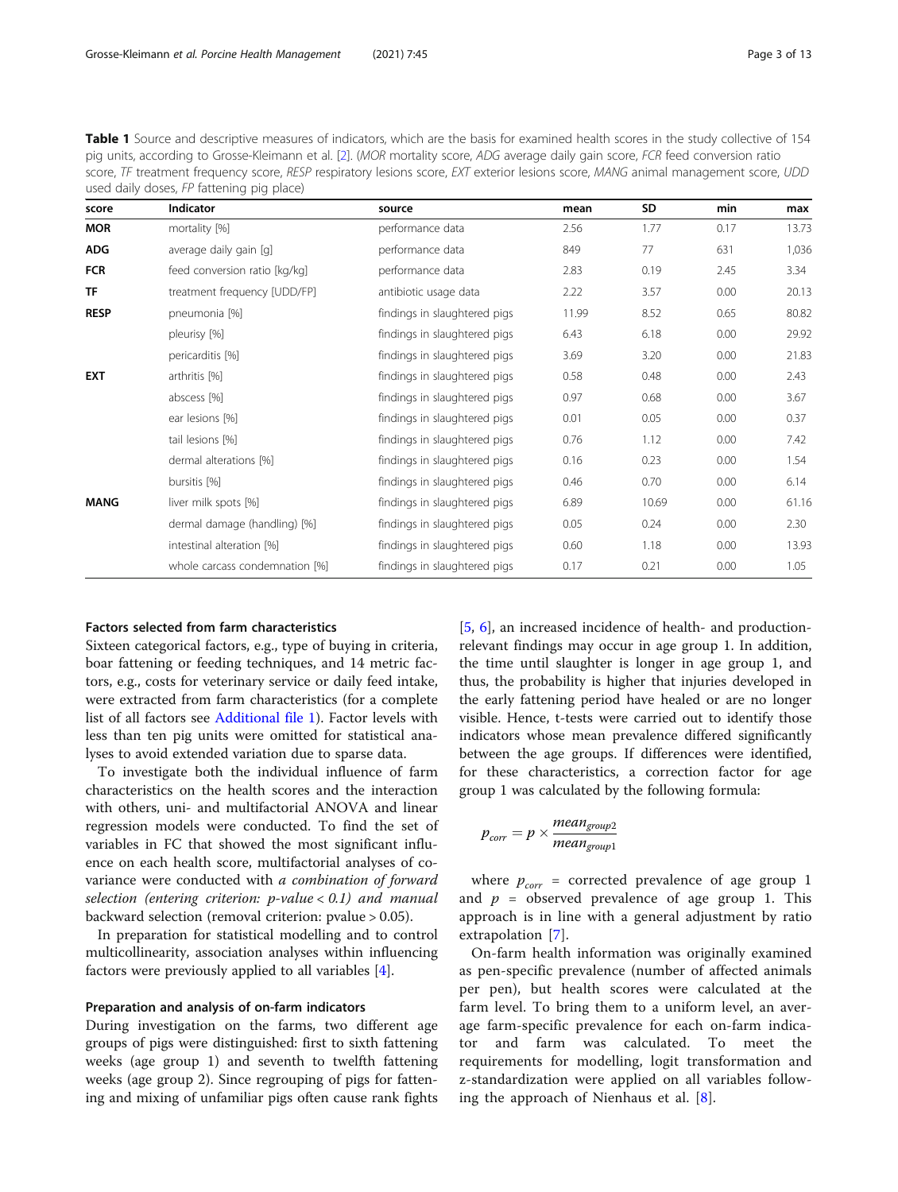**Table 1** Source and descriptive measures of indicators, which are the basis for examined health scores in the study collective of 154 pig units, according to Grosse-Kleimann et al. [2]. (*MOR* mortality score, *ADG* average daily gain score, *FCR* feed conversion ratio score, *TF* treatment frequency score, *RESP* respiratory lesions score, *EXT* exterior lesions score, *MANG* animal management score, *UDD* used daily doses, *FP* fattening pig place)

| score | Indicator | source | mean | SD | min | max |
|---|---|---|---|---|---|---|
| **MOR** | mortality [%] | performance data | 2.56 | 1.77 | 0.17 | 13.73 |
| **ADG** | average daily gain [g] | performance data | 849 | 77 | 631 | 1,036 |
| **FCR** | feed conversion ratio [kg/kg] | performance data | 2.83 | 0.19 | 2.45 | 3.34 |
| **TF** | treatment frequency [UDD/FP] | antibiotic usage data | 2.22 | 3.57 | 0.00 | 20.13 |
| **RESP** | pneumonia [%] | findings in slaughtered pigs | 11.99 | 8.52 | 0.65 | 80.82 |
| | pleurisy [%] | findings in slaughtered pigs | 6.43 | 6.18 | 0.00 | 29.92 |
| | pericarditis [%] | findings in slaughtered pigs | 3.69 | 3.20 | 0.00 | 21.83 |
| **EXT** | arthritis [%] | findings in slaughtered pigs | 0.58 | 0.48 | 0.00 | 2.43 |
| | abscess [%] | findings in slaughtered pigs | 0.97 | 0.68 | 0.00 | 3.67 |
| | ear lesions [%] | findings in slaughtered pigs | 0.01 | 0.05 | 0.00 | 0.37 |
| | tail lesions [%] | findings in slaughtered pigs | 0.76 | 1.12 | 0.00 | 7.42 |
| | dermal alterations [%] | findings in slaughtered pigs | 0.16 | 0.23 | 0.00 | 1.54 |
| | bursitis [%] | findings in slaughtered pigs | 0.46 | 0.70 | 0.00 | 6.14 |
| **MANG** | liver milk spots [%] | findings in slaughtered pigs | 6.89 | 10.69 | 0.00 | 61.16 |
| | dermal damage (handling) [%] | findings in slaughtered pigs | 0.05 | 0.24 | 0.00 | 2.30 |
| | intestinal alteration [%] | findings in slaughtered pigs | 0.60 | 1.18 | 0.00 | 13.93 |
| | whole carcass condemnation [%] | findings in slaughtered pigs | 0.17 | 0.21 | 0.00 | 1.05 |

### Factors selected from farm characteristics

Sixteen categorical factors, e.g., type of buying in criteria, boar fattening or feeding techniques, and 14 metric factors, e.g., costs for veterinary service or daily feed intake, were extracted from farm characteristics (for a complete list of all factors see Additional file 1). Factor levels with less than ten pig units were omitted for statistical analyses to avoid extended variation due to sparse data.

To investigate both the individual influence of farm characteristics on the health scores and the interaction with others, uni- and multifactorial ANOVA and linear regression models were conducted. To find the set of variables in FC that showed the most significant influence on each health score, multifactorial analyses of covariance were conducted with *a combination of forward selection (entering criterion: p-value < 0.1) and manual backward selection (removal criterion: pvalue > 0.05).*

In preparation for statistical modelling and to control multicollinearity, association analyses within influencing factors were previously applied to all variables [4].

### Preparation and analysis of on-farm indicators

During investigation on the farms, two different age groups of pigs were distinguished: first to sixth fattening weeks (age group 1) and seventh to twelfth fattening weeks (age group 2). Since regrouping of pigs for fattening and mixing of unfamiliar pigs often cause rank fights [5, 6], an increased incidence of health- and production-relevant findings may occur in age group 1. In addition, the time until slaughter is longer in age group 1, and thus, the probability is higher that injuries developed in the early fattening period have healed or are no longer visible. Hence, t-tests were carried out to identify those indicators whose mean prevalence differed significantly between the age groups. If differences were identified, for these characteristics, a correction factor for age group 1 was calculated by the following formula:

$$p_{corr} = p \times \frac{mean_{group2}}{mean_{group1}}$$

where $p_{corr}$ = corrected prevalence of age group 1 and $p$ = observed prevalence of age group 1. This approach is in line with a general adjustment by ratio extrapolation [7].

On-farm health information was originally examined as pen-specific prevalence (number of affected animals per pen), but health scores were calculated at the farm level. To bring them to a uniform level, an average farm-specific prevalence for each on-farm indicator and farm was calculated. To meet the requirements for modelling, logit transformation and z-standardization were applied on all variables following the approach of Nienhaus et al. [8].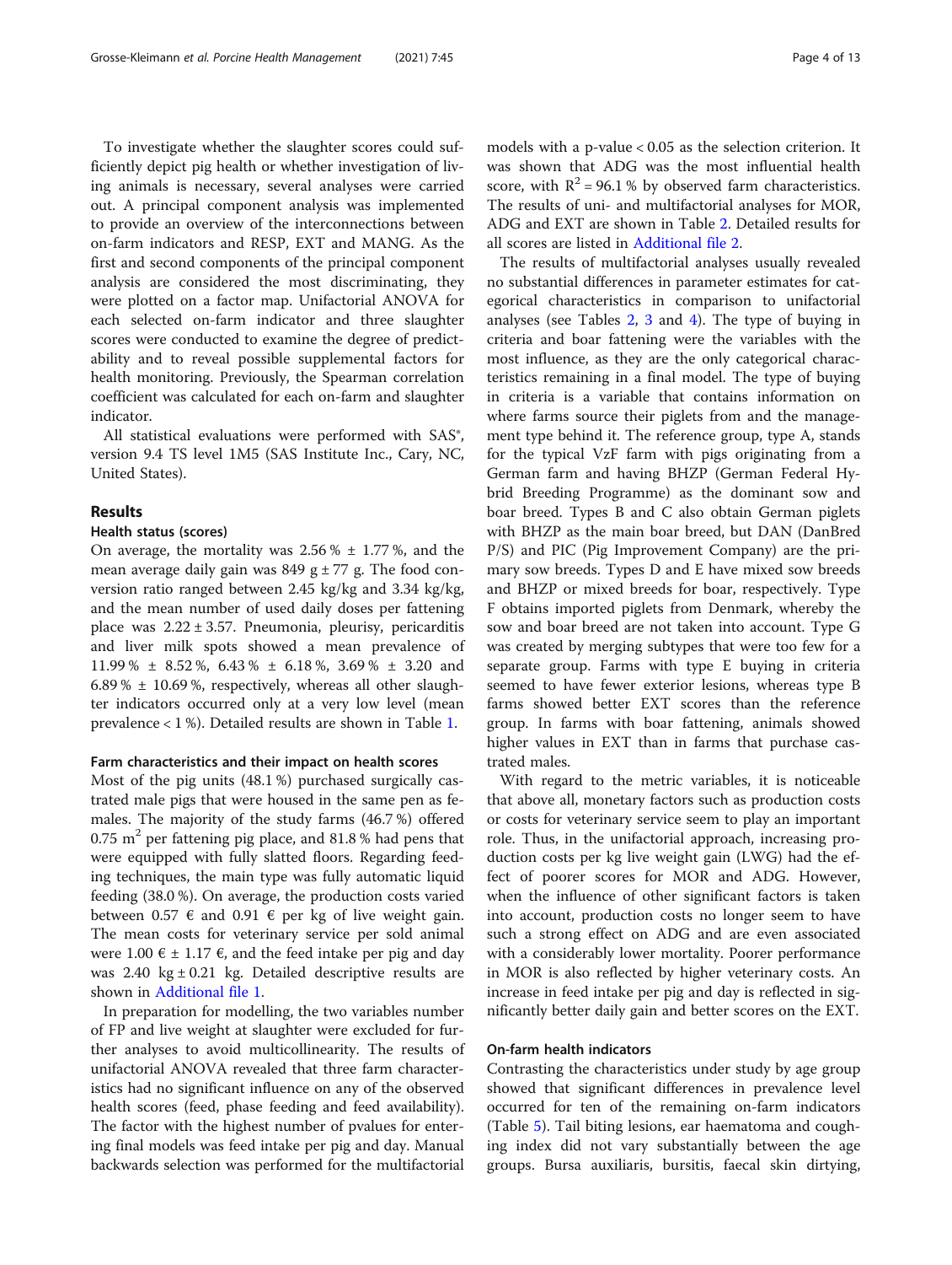To investigate whether the slaughter scores could sufficiently depict pig health or whether investigation of living animals is necessary, several analyses were carried out. A principal component analysis was implemented to provide an overview of the interconnections between on-farm indicators and RESP, EXT and MANG. As the first and second components of the principal component analysis are considered the most discriminating, they were plotted on a factor map. Unifactorial ANOVA for each selected on-farm indicator and three slaughter scores were conducted to examine the degree of predictability and to reveal possible supplemental factors for health monitoring. Previously, the Spearman correlation coefficient was calculated for each on-farm and slaughter indicator.

All statistical evaluations were performed with SAS®, version 9.4 TS level 1M5 (SAS Institute Inc., Cary, NC, United States).

## Results

### Health status (scores)

On average, the mortality was 2.56 % ± 1.77 %, and the mean average daily gain was 849 g ± 77 g. The food conversion ratio ranged between 2.45 kg/kg and 3.34 kg/kg, and the mean number of used daily doses per fattening place was 2.22 ± 3.57. Pneumonia, pleurisy, pericarditis and liver milk spots showed a mean prevalence of 11.99 % ± 8.52 %, 6.43 % ± 6.18 %, 3.69 % ± 3.20 and 6.89 % ± 10.69 %, respectively, whereas all other slaughter indicators occurred only at a very low level (mean prevalence < 1 %). Detailed results are shown in Table 1.

### Farm characteristics and their impact on health scores

Most of the pig units (48.1 %) purchased surgically castrated male pigs that were housed in the same pen as females. The majority of the study farms (46.7 %) offered 0.75 $m^2$ per fattening pig place, and 81.8 % had pens that were equipped with fully slatted floors. Regarding feeding techniques, the main type was fully automatic liquid feeding (38.0 %). On average, the production costs varied between 0.57 € and 0.91 € per kg of live weight gain. The mean costs for veterinary service per sold animal were 1.00 € ± 1.17 €, and the feed intake per pig and day was 2.40 kg ± 0.21 kg. Detailed descriptive results are shown in Additional file 1.

In preparation for modelling, the two variables number of FP and live weight at slaughter were excluded for further analyses to avoid multicollinearity. The results of unifactorial ANOVA revealed that three farm characteristics had no significant influence on any of the observed health scores (feed, phase feeding and feed availability). The factor with the highest number of pvalues for entering final models was feed intake per pig and day. Manual backwards selection was performed for the multifactorial models with a p-value < 0.05 as the selection criterion. It was shown that ADG was the most influential health score, with $R^2$ = 96.1 % by observed farm characteristics. The results of uni- and multifactorial analyses for MOR, ADG and EXT are shown in Table 2. Detailed results for all scores are listed in Additional file 2.

The results of multifactorial analyses usually revealed no substantial differences in parameter estimates for categorical characteristics in comparison to unifactorial analyses (see Tables 2, 3 and 4). The type of buying in criteria and boar fattening were the variables with the most influence, as they are the only categorical characteristics remaining in a final model. The type of buying in criteria is a variable that contains information on where farms source their piglets from and the management type behind it. The reference group, type A, stands for the typical VzF farm with pigs originating from a German farm and having BHZP (German Federal Hybrid Breeding Programme) as the dominant sow and boar breed. Types B and C also obtain German piglets with BHZP as the main boar breed, but DAN (DanBred P/S) and PIC (Pig Improvement Company) are the primary sow breeds. Types D and E have mixed sow breeds and BHZP or mixed breeds for boar, respectively. Type F obtains imported piglets from Denmark, whereby the sow and boar breed are not taken into account. Type G was created by merging subtypes that were too few for a separate group. Farms with type E buying in criteria seemed to have fewer exterior lesions, whereas type B farms showed better EXT scores than the reference group. In farms with boar fattening, animals showed higher values in EXT than in farms that purchase castrated males.

With regard to the metric variables, it is noticeable that above all, monetary factors such as production costs or costs for veterinary service seem to play an important role. Thus, in the unifactorial approach, increasing production costs per kg live weight gain (LWG) had the effect of poorer scores for MOR and ADG. However, when the influence of other significant factors is taken into account, production costs no longer seem to have such a strong effect on ADG and are even associated with a considerably lower mortality. Poorer performance in MOR is also reflected by higher veterinary costs. An increase in feed intake per pig and day is reflected in significantly better daily gain and better scores on the EXT.

### On-farm health indicators

Contrasting the characteristics under study by age group showed that significant differences in prevalence level occurred for ten of the remaining on-farm indicators (Table 5). Tail biting lesions, ear haematoma and coughing index did not vary substantially between the age groups. Bursa auxiliaris, bursitis, faecal skin dirtying,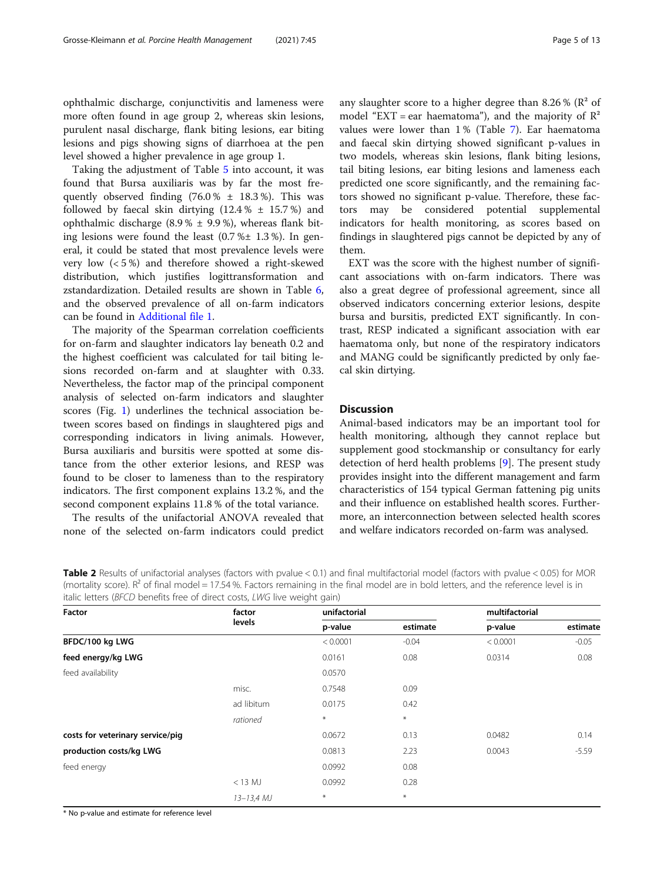ophthalmic discharge, conjunctivitis and lameness were more often found in age group 2, whereas skin lesions, purulent nasal discharge, flank biting lesions, ear biting lesions and pigs showing signs of diarrhoea at the pen level showed a higher prevalence in age group 1.

Taking the adjustment of Table 5 into account, it was found that Bursa auxiliaris was by far the most frequently observed finding (76.0 % ± 18.3 %). This was followed by faecal skin dirtying (12.4 % ± 15.7 %) and ophthalmic discharge (8.9 % ± 9.9 %), whereas flank biting lesions were found the least (0.7 %± 1.3 %). In general, it could be stated that most prevalence levels were very low (< 5 %) and therefore showed a right-skewed distribution, which justifies logittransformation and zstandardization. Detailed results are shown in Table 6, and the observed prevalence of all on-farm indicators can be found in Additional file 1.

The majority of the Spearman correlation coefficients for on-farm and slaughter indicators lay beneath 0.2 and the highest coefficient was calculated for tail biting lesions recorded on-farm and at slaughter with 0.33. Nevertheless, the factor map of the principal component analysis of selected on-farm indicators and slaughter scores (Fig. 1) underlines the technical association between scores based on findings in slaughtered pigs and corresponding indicators in living animals. However, Bursa auxiliaris and bursitis were spotted at some distance from the other exterior lesions, and RESP was found to be closer to lameness than to the respiratory indicators. The first component explains 13.2 %, and the second component explains 11.8 % of the total variance.

The results of the unifactorial ANOVA revealed that none of the selected on-farm indicators could predict any slaughter score to a higher degree than 8.26 % ($R^2$ of model "EXT = ear haematoma"), and the majority of $R^2$ values were lower than 1 % (Table 7). Ear haematoma and faecal skin dirtying showed significant p-values in two models, whereas skin lesions, flank biting lesions, tail biting lesions, ear biting lesions and lameness each predicted one score significantly, and the remaining factors showed no significant p-value. Therefore, these factors may be considered potential supplemental indicators for health monitoring, as scores based on findings in slaughtered pigs cannot be depicted by any of them.

EXT was the score with the highest number of significant associations with on-farm indicators. There was also a great degree of professional agreement, since all observed indicators concerning exterior lesions, despite bursa and bursitis, predicted EXT significantly. In contrast, RESP indicated a significant association with ear haematoma only, but none of the respiratory indicators and MANG could be significantly predicted by only faecal skin dirtying.

## Discussion

Animal-based indicators may be an important tool for health monitoring, although they cannot replace but supplement good stockmanship or consultancy for early detection of herd health problems [9]. The present study provides insight into the different management and farm characteristics of 154 typical German fattening pig units and their influence on established health scores. Furthermore, an interconnection between selected health scores and welfare indicators recorded on-farm was analysed.

**Table 2** Results of unifactorial analyses (factors with pvalue < 0.1) and final multifactorial model (factors with pvalue < 0.05) for MOR (mortality score). $R^2$ of final model = 17.54 %. Factors remaining in the final model are in bold letters, and the reference level is in italic letters (*BFCD* benefits free of direct costs, *LWG* live weight gain)

| Factor | factor levels | unifactorial | | multifactorial | |
|---|---|---|---|---|---|
| | | p-value | estimate | p-value | estimate |
| **BFDC/100 kg LWG** | | < 0.0001 | -0.04 | < 0.0001 | -0.05 |
| **feed energy/kg LWG** | | 0.0161 | 0.08 | 0.0314 | 0.08 |
| feed availability | | 0.0570 | | | |
| | misc. | 0.7548 | 0.09 | | |
| | ad libitum | 0.0175 | 0.42 | | |
| | *rationed* | * | * | | |
| **costs for veterinary service/pig** | | 0.0672 | 0.13 | 0.0482 | 0.14 |
| **production costs/kg LWG** | | 0.0813 | 2.23 | 0.0043 | -5.59 |
| feed energy | | 0.0992 | 0.08 | | |
| | < 13 MJ | 0.0992 | 0.28 | | |
| | *13–13,4 MJ* | * | * | | |

* No p-value and estimate for reference level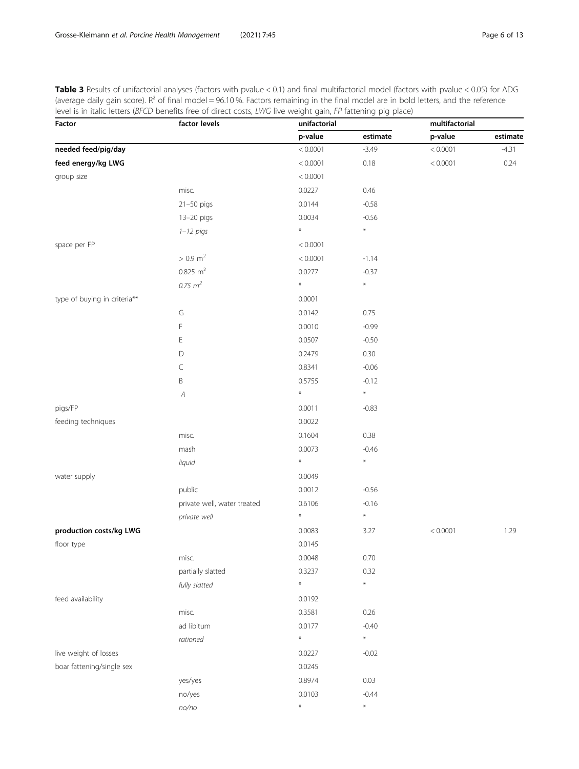**Table 3** Results of unifactorial analyses (factors with pvalue < 0.1) and final multifactorial model (factors with pvalue < 0.05) for ADG (average daily gain score). $R^2$ of final model = 96.10 %. Factors remaining in the final model are in bold letters, and the reference level is in italic letters (*BFCD* benefits free of direct costs, *LWG* live weight gain, *FP* fattening pig place)

| Factor | factor levels | unifactorial | | multifactorial | |
|---|---|---|---|---|---|
| | | p-value | estimate | p-value | estimate |
| **needed feed/pig/day** | | < 0.0001 | -3.49 | < 0.0001 | -4.31 |
| **feed energy/kg LWG** | | < 0.0001 | 0.18 | < 0.0001 | 0.24 |
| group size | | < 0.0001 | | | |
| | misc. | 0.0227 | 0.46 | | |
| | 21–50 pigs | 0.0144 | -0.58 | | |
| | 13–20 pigs | 0.0034 | -0.56 | | |
| | *1–12 pigs* | * | * | | |
| space per FP | | < 0.0001 | | | |
| | > 0.9 $m^2$ | < 0.0001 | -1.14 | | |
| | 0.825 $m^2$ | 0.0277 | -0.37 | | |
| | *0.75 $m^2$* | * | * | | |
| type of buying in criteria** | | 0.0001 | | | |
| | G | 0.0142 | 0.75 | | |
| | F | 0.0010 | -0.99 | | |
| | E | 0.0507 | -0.50 | | |
| | D | 0.2479 | 0.30 | | |
| | C | 0.8341 | -0.06 | | |
| | B | 0.5755 | -0.12 | | |
| | *A* | * | * | | |
| pigs/FP | | 0.0011 | -0.83 | | |
| feeding techniques | | 0.0022 | | | |
| | misc. | 0.1604 | 0.38 | | |
| | mash | 0.0073 | -0.46 | | |
| | *liquid* | * | * | | |
| water supply | | 0.0049 | | | |
| | public | 0.0012 | -0.56 | | |
| | private well, water treated | 0.6106 | -0.16 | | |
| | *private well* | * | * | | |
| **production costs/kg LWG** | | 0.0083 | 3.27 | < 0.0001 | 1.29 |
| floor type | | 0.0145 | | | |
| | misc. | 0.0048 | 0.70 | | |
| | partially slatted | 0.3237 | 0.32 | | |
| | *fully slatted* | * | * | | |
| feed availability | | 0.0192 | | | |
| | misc. | 0.3581 | 0.26 | | |
| | ad libitum | 0.0177 | -0.40 | | |
| | *rationed* | * | * | | |
| live weight of losses | | 0.0227 | -0.02 | | |
| boar fattening/single sex | | 0.0245 | | | |
| | yes/yes | 0.8974 | 0.03 | | |
| | no/yes | 0.0103 | -0.44 | | |
| | *no/no* | * | * | | |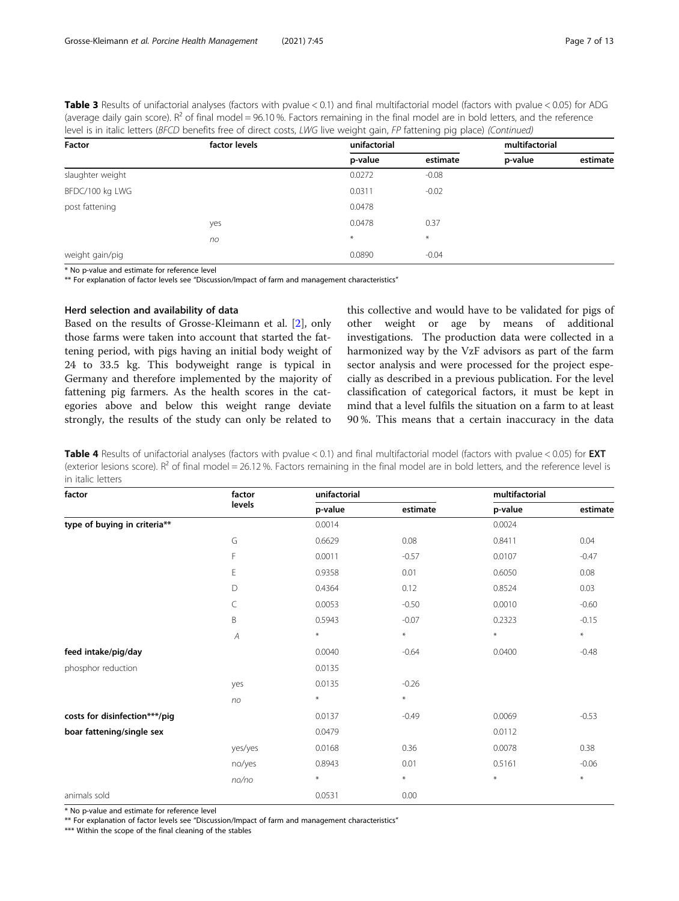**Table 3** Results of unifactorial analyses (factors with pvalue < 0.1) and final multifactorial model (factors with pvalue < 0.05) for ADG (average daily gain score). $R^2$ of final model = 96.10 %. Factors remaining in the final model are in bold letters, and the reference level is in italic letters (*BFCD* benefits free of direct costs, *LWG* live weight gain, *FP* fattening pig place) *(Continued)*

| Factor | factor levels | unifactorial | | multifactorial | |
|---|---|---|---|---|---|
| | | p-value | estimate | p-value | estimate |
| slaughter weight | | 0.0272 | -0.08 | | |
| BFDC/100 kg LWG | | 0.0311 | -0.02 | | |
| post fattening | | 0.0478 | | | |
| | yes | 0.0478 | 0.37 | | |
| | *no* | * | * | | |
| weight gain/pig | | 0.0890 | -0.04 | | |

\* No p-value and estimate for reference level

\*\* For explanation of factor levels see "Discussion/Impact of farm and management characteristics"

### Herd selection and availability of data

Based on the results of Grosse-Kleimann et al. [2], only those farms were taken into account that started the fattening period, with pigs having an initial body weight of 24 to 33.5 kg. This bodyweight range is typical in Germany and therefore implemented by the majority of fattening pig farmers. As the health scores in the categories above and below this weight range deviate strongly, the results of the study can only be related to this collective and would have to be validated for pigs of other weight or age by means of additional investigations. The production data were collected in a harmonized way by the VzF advisors as part of the farm sector analysis and were processed for the project especially as described in a previous publication. For the level classification of categorical factors, it must be kept in mind that a level fulfils the situation on a farm to at least 90 %. This means that a certain inaccuracy in the data

**Table 4** Results of unifactorial analyses (factors with pvalue < 0.1) and final multifactorial model (factors with pvalue < 0.05) for **EXT** (exterior lesions score). $R^2$ of final model = 26.12 %. Factors remaining in the final model are in bold letters, and the reference level is in italic letters

| factor | factor levels | unifactorial | | multifactorial | |
|---|---|---|---|---|---|
| | | p-value | estimate | p-value | estimate |
| **type of buying in criteria\*\*** | | 0.0014 | | 0.0024 | |
| | G | 0.6629 | 0.08 | 0.8411 | 0.04 |
| | F | 0.0011 | -0.57 | 0.0107 | -0.47 |
| | E | 0.9358 | 0.01 | 0.6050 | 0.08 |
| | D | 0.4364 | 0.12 | 0.8524 | 0.03 |
| | C | 0.0053 | -0.50 | 0.0010 | -0.60 |
| | B | 0.5943 | -0.07 | 0.2323 | -0.15 |
| | *A* | * | * | * | * |
| **feed intake/pig/day** | | 0.0040 | -0.64 | 0.0400 | -0.48 |
| phosphor reduction | | 0.0135 | | | |
| | yes | 0.0135 | -0.26 | | |
| | *no* | * | * | | |
| **costs for disinfection\*\*\*/pig** | | 0.0137 | -0.49 | 0.0069 | -0.53 |
| **boar fattening/single sex** | | 0.0479 | | 0.0112 | |
| | yes/yes | 0.0168 | 0.36 | 0.0078 | 0.38 |
| | no/yes | 0.8943 | 0.01 | 0.5161 | -0.06 |
| | *no/no* | * | * | * | * |
| animals sold | | 0.0531 | 0.00 | | |

\* No p-value and estimate for reference level

\*\* For explanation of factor levels see "Discussion/Impact of farm and management characteristics"

\*\*\* Within the scope of the final cleaning of the stables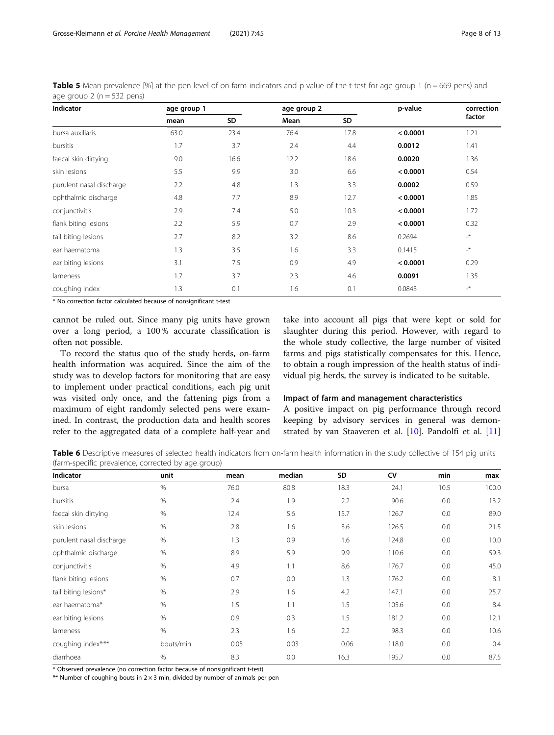**Table 5** Mean prevalence [%] at the pen level of on-farm indicators and p-value of the t-test for age group 1 (n = 669 pens) and age group 2 (n = 532 pens)

| Indicator | age group 1 | | age group 2 | | p-value | correction factor |
|---|---|---|---|---|---|---|
| | mean | SD | Mean | SD | | |
| bursa auxiliaris | 63.0 | 23.4 | 76.4 | 17.8 | **< 0.0001** | 1.21 |
| bursitis | 1.7 | 3.7 | 2.4 | 4.4 | **0.0012** | 1.41 |
| faecal skin dirtying | 9.0 | 16.6 | 12.2 | 18.6 | **0.0020** | 1.36 |
| skin lesions | 5.5 | 9.9 | 3.0 | 6.6 | **< 0.0001** | 0.54 |
| purulent nasal discharge | 2.2 | 4.8 | 1.3 | 3.3 | **0.0002** | 0.59 |
| ophthalmic discharge | 4.8 | 7.7 | 8.9 | 12.7 | **< 0.0001** | 1.85 |
| conjunctivitis | 2.9 | 7.4 | 5.0 | 10.3 | **< 0.0001** | 1.72 |
| flank biting lesions | 2.2 | 5.9 | 0.7 | 2.9 | **< 0.0001** | 0.32 |
| tail biting lesions | 2.7 | 8.2 | 3.2 | 8.6 | 0.2694 | -* |
| ear haematoma | 1.3 | 3.5 | 1.6 | 3.3 | 0.1415 | -* |
| ear biting lesions | 3.1 | 7.5 | 0.9 | 4.9 | **< 0.0001** | 0.29 |
| lameness | 1.7 | 3.7 | 2.3 | 4.6 | **0.0091** | 1.35 |
| coughing index | 1.3 | 0.1 | 1.6 | 0.1 | 0.0843 | -* |

\* No correction factor calculated because of nonsignificant t-test

cannot be ruled out. Since many pig units have grown over a long period, a 100 % accurate classification is often not possible.

To record the status quo of the study herds, on-farm health information was acquired. Since the aim of the study was to develop factors for monitoring that are easy to implement under practical conditions, each pig unit was visited only once, and the fattening pigs from a maximum of eight randomly selected pens were examined. In contrast, the production data and health scores refer to the aggregated data of a complete half-year and take into account all pigs that were kept or sold for slaughter during this period. However, with regard to the whole study collective, the large number of visited farms and pigs statistically compensates for this. Hence, to obtain a rough impression of the health status of individual pig herds, the survey is indicated to be suitable.

### Impact of farm and management characteristics

A positive impact on pig performance through record keeping by advisory services in general was demonstrated by van Staaveren et al. [10]. Pandolfi et al. [11]

**Table 6** Descriptive measures of selected health indicators from on-farm health information in the study collective of 154 pig units (farm-specific prevalence, corrected by age group)

| Indicator | unit | mean | median | SD | CV | min | max |
|---|---|---|---|---|---|---|---|
| bursa | % | 76.0 | 80.8 | 18.3 | 24.1 | 10.5 | 100.0 |
| bursitis | % | 2.4 | 1.9 | 2.2 | 90.6 | 0.0 | 13.2 |
| faecal skin dirtying | % | 12.4 | 5.6 | 15.7 | 126.7 | 0.0 | 89.0 |
| skin lesions | % | 2.8 | 1.6 | 3.6 | 126.5 | 0.0 | 21.5 |
| purulent nasal discharge | % | 1.3 | 0.9 | 1.6 | 124.8 | 0.0 | 10.0 |
| ophthalmic discharge | % | 8.9 | 5.9 | 9.9 | 110.6 | 0.0 | 59.3 |
| conjunctivitis | % | 4.9 | 1.1 | 8.6 | 176.7 | 0.0 | 45.0 |
| flank biting lesions | % | 0.7 | 0.0 | 1.3 | 176.2 | 0.0 | 8.1 |
| tail biting lesions* | % | 2.9 | 1.6 | 4.2 | 147.1 | 0.0 | 25.7 |
| ear haematoma* | % | 1.5 | 1.1 | 1.5 | 105.6 | 0.0 | 8.4 |
| ear biting lesions | % | 0.9 | 0.3 | 1.5 | 181.2 | 0.0 | 12.1 |
| lameness | % | 2.3 | 1.6 | 2.2 | 98.3 | 0.0 | 10.6 |
| coughing index*,** | bouts/min | 0.05 | 0.03 | 0.06 | 118.0 | 0.0 | 0.4 |
| diarrhoea | % | 8.3 | 0.0 | 16.3 | 195.7 | 0.0 | 87.5 |

\* Observed prevalence (no correction factor because of nonsignificant t-test)

\*\* Number of coughing bouts in $2 \times 3$ min, divided by number of animals per pen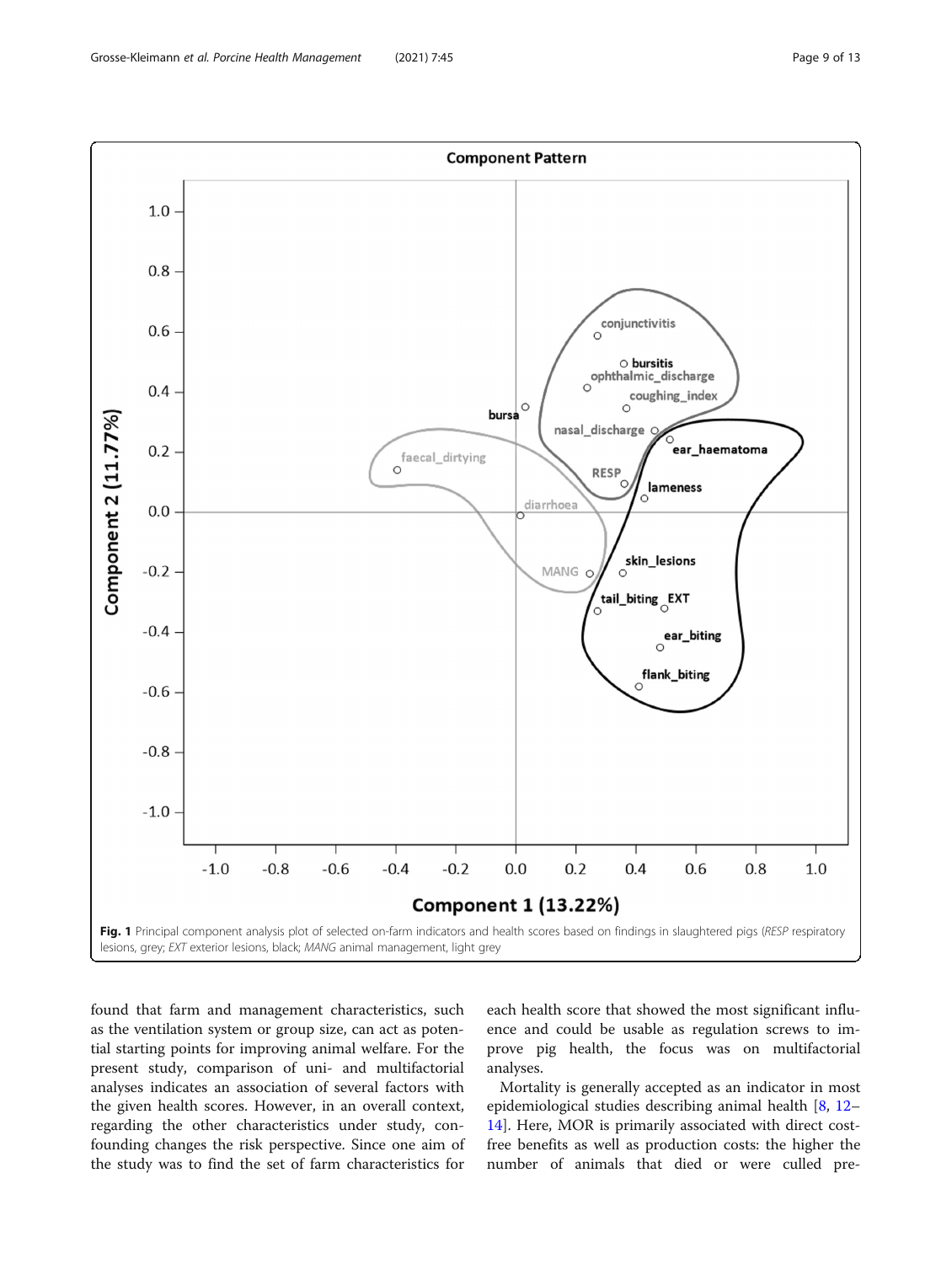Fig. 1 Principal component analysis plot of selected on-farm indicators and health scores based on findings in slaughtered pigs (*RESP* respiratory lesions, grey; *EXT* exterior lesions, black; *MANG* animal management, light grey

found that farm and management characteristics, such as the ventilation system or group size, can act as potential starting points for improving animal welfare. For the present study, comparison of uni- and multifactorial analyses indicates an association of several factors with the given health scores. However, in an overall context, regarding the other characteristics under study, confounding changes the risk perspective. Since one aim of the study was to find the set of farm characteristics for each health score that showed the most significant influence and could be usable as regulation screws to improve pig health, the focus was on multifactorial analyses.

Mortality is generally accepted as an indicator in most epidemiological studies describing animal health [8, 12–14]. Here, MOR is primarily associated with direct cost-free benefits as well as production costs: the higher the number of animals that died or were culled pre-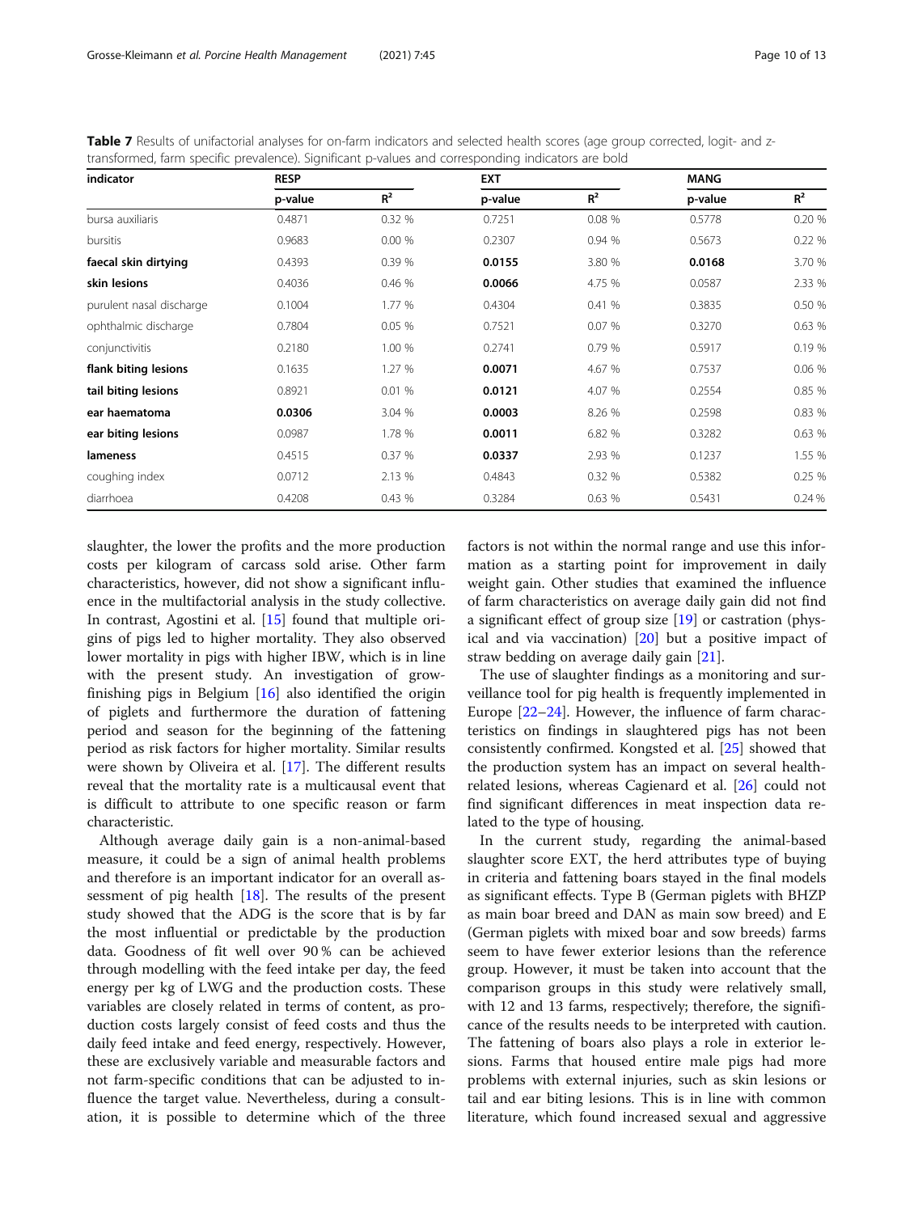**Table 7** Results of unifactorial analyses for on-farm indicators and selected health scores (age group corrected, logit- and z-transformed, farm specific prevalence). Significant p-values and corresponding indicators are bold

| indicator | RESP | | EXT | | MANG | |
|---|---|---|---|---|---|---|
| | p-value | $R^2$ | p-value | $R^2$ | p-value | $R^2$ |
| bursa auxiliaris | 0.4871 | 0.32 % | 0.7251 | 0.08 % | 0.5778 | 0.20 % |
| bursitis | 0.9683 | 0.00 % | 0.2307 | 0.94 % | 0.5673 | 0.22 % |
| **faecal skin dirtying** | 0.4393 | 0.39 % | **0.0155** | 3.80 % | **0.0168** | 3.70 % |
| **skin lesions** | 0.4036 | 0.46 % | **0.0066** | 4.75 % | 0.0587 | 2.33 % |
| purulent nasal discharge | 0.1004 | 1.77 % | 0.4304 | 0.41 % | 0.3835 | 0.50 % |
| ophthalmic discharge | 0.7804 | 0.05 % | 0.7521 | 0.07 % | 0.3270 | 0.63 % |
| conjunctivitis | 0.2180 | 1.00 % | 0.2741 | 0.79 % | 0.5917 | 0.19 % |
| **flank biting lesions** | 0.1635 | 1.27 % | **0.0071** | 4.67 % | 0.7537 | 0.06 % |
| **tail biting lesions** | 0.8921 | 0.01 % | **0.0121** | 4.07 % | 0.2554 | 0.85 % |
| **ear haematoma** | **0.0306** | 3.04 % | **0.0003** | 8.26 % | 0.2598 | 0.83 % |
| **ear biting lesions** | 0.0987 | 1.78 % | **0.0011** | 6.82 % | 0.3282 | 0.63 % |
| **lameness** | 0.4515 | 0.37 % | **0.0337** | 2.93 % | 0.1237 | 1.55 % |
| coughing index | 0.0712 | 2.13 % | 0.4843 | 0.32 % | 0.5382 | 0.25 % |
| diarrhoea | 0.4208 | 0.43 % | 0.3284 | 0.63 % | 0.5431 | 0.24 % |

slaughter, the lower the profits and the more production costs per kilogram of carcass sold arise. Other farm characteristics, however, did not show a significant influence in the multifactorial analysis in the study collective. In contrast, Agostini et al. [15] found that multiple origins of pigs led to higher mortality. They also observed lower mortality in pigs with higher IBW, which is in line with the present study. An investigation of grow-finishing pigs in Belgium [16] also identified the origin of piglets and furthermore the duration of fattening period and season for the beginning of the fattening period as risk factors for higher mortality. Similar results were shown by Oliveira et al. [17]. The different results reveal that the mortality rate is a multicausal event that is difficult to attribute to one specific reason or farm characteristic.

Although average daily gain is a non-animal-based measure, it could be a sign of animal health problems and therefore is an important indicator for an overall assessment of pig health [18]. The results of the present study showed that the ADG is the score that is by far the most influential or predictable by the production data. Goodness of fit well over 90 % can be achieved through modelling with the feed intake per day, the feed energy per kg of LWG and the production costs. These variables are closely related in terms of content, as production costs largely consist of feed costs and thus the daily feed intake and feed energy, respectively. However, these are exclusively variable and measurable factors and not farm-specific conditions that can be adjusted to influence the target value. Nevertheless, during a consultation, it is possible to determine which of the three factors is not within the normal range and use this information as a starting point for improvement in daily weight gain. Other studies that examined the influence of farm characteristics on average daily gain did not find a significant effect of group size [19] or castration (physical and via vaccination) [20] but a positive impact of straw bedding on average daily gain [21].

The use of slaughter findings as a monitoring and surveillance tool for pig health is frequently implemented in Europe [22–24]. However, the influence of farm characteristics on findings in slaughtered pigs has not been consistently confirmed. Kongsted et al. [25] showed that the production system has an impact on several health-related lesions, whereas Cagienard et al. [26] could not find significant differences in meat inspection data related to the type of housing.

In the current study, regarding the animal-based slaughter score EXT, the herd attributes type of buying in criteria and fattening boars stayed in the final models as significant effects. Type B (German piglets with BHZP as main boar breed and DAN as main sow breed) and E (German piglets with mixed boar and sow breeds) farms seem to have fewer exterior lesions than the reference group. However, it must be taken into account that the comparison groups in this study were relatively small, with 12 and 13 farms, respectively; therefore, the significance of the results needs to be interpreted with caution. The fattening of boars also plays a role in exterior lesions. Farms that housed entire male pigs had more problems with external injuries, such as skin lesions or tail and ear biting lesions. This is in line with common literature, which found increased sexual and aggressive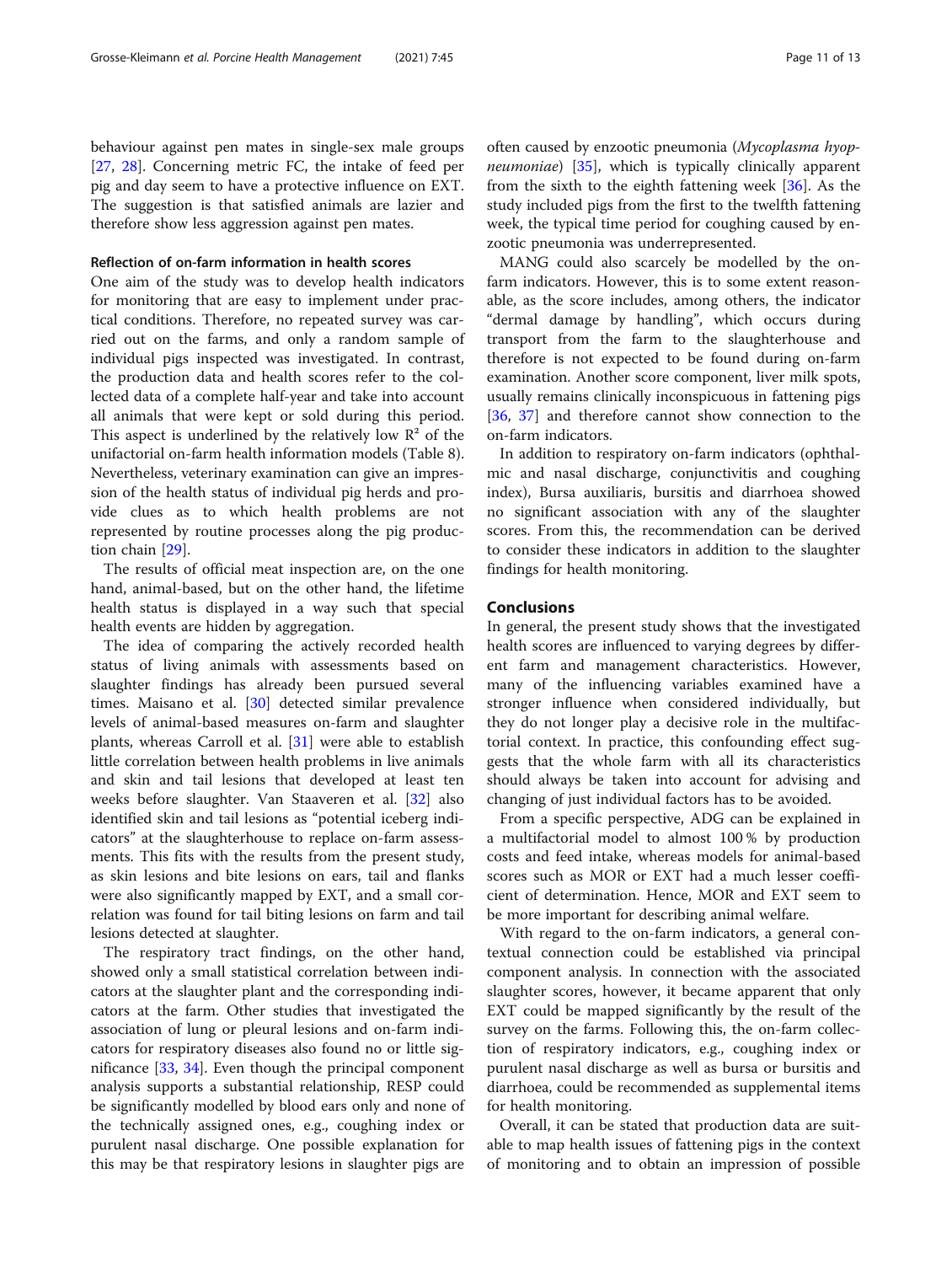behaviour against pen mates in single-sex male groups [27, 28]. Concerning metric FC, the intake of feed per pig and day seem to have a protective influence on EXT. The suggestion is that satisfied animals are lazier and therefore show less aggression against pen mates.

### Reflection of on-farm information in health scores

One aim of the study was to develop health indicators for monitoring that are easy to implement under practical conditions. Therefore, no repeated survey was carried out on the farms, and only a random sample of individual pigs inspected was investigated. In contrast, the production data and health scores refer to the collected data of a complete half-year and take into account all animals that were kept or sold during this period. This aspect is underlined by the relatively low $R^2$ of the unifactorial on-farm health information models (Table 8). Nevertheless, veterinary examination can give an impression of the health status of individual pig herds and provide clues as to which health problems are not represented by routine processes along the pig production chain [29].

The results of official meat inspection are, on the one hand, animal-based, but on the other hand, the lifetime health status is displayed in a way such that special health events are hidden by aggregation.

The idea of comparing the actively recorded health status of living animals with assessments based on slaughter findings has already been pursued several times. Maisano et al. [30] detected similar prevalence levels of animal-based measures on-farm and slaughter plants, whereas Carroll et al. [31] were able to establish little correlation between health problems in live animals and skin and tail lesions that developed at least ten weeks before slaughter. Van Staaveren et al. [32] also identified skin and tail lesions as "potential iceberg indicators" at the slaughterhouse to replace on-farm assessments. This fits with the results from the present study, as skin lesions and bite lesions on ears, tail and flanks were also significantly mapped by EXT, and a small correlation was found for tail biting lesions on farm and tail lesions detected at slaughter.

The respiratory tract findings, on the other hand, showed only a small statistical correlation between indicators at the slaughter plant and the corresponding indicators at the farm. Other studies that investigated the association of lung or pleural lesions and on-farm indicators for respiratory diseases also found no or little significance [33, 34]. Even though the principal component analysis supports a substantial relationship, RESP could be significantly modelled by blood ears only and none of the technically assigned ones, e.g., coughing index or purulent nasal discharge. One possible explanation for this may be that respiratory lesions in slaughter pigs are often caused by enzootic pneumonia (*Mycoplasma hyopneumoniae*) [35], which is typically clinically apparent from the sixth to the eighth fattening week [36]. As the study included pigs from the first to the twelfth fattening week, the typical time period for coughing caused by enzootic pneumonia was underrepresented.

MANG could also scarcely be modelled by the on-farm indicators. However, this is to some extent reasonable, as the score includes, among others, the indicator "dermal damage by handling", which occurs during transport from the farm to the slaughterhouse and therefore is not expected to be found during on-farm examination. Another score component, liver milk spots, usually remains clinically inconspicuous in fattening pigs [36, 37] and therefore cannot show connection to the on-farm indicators.

In addition to respiratory on-farm indicators (ophthalmic and nasal discharge, conjunctivitis and coughing index), Bursa auxiliaris, bursitis and diarrhoea showed no significant association with any of the slaughter scores. From this, the recommendation can be derived to consider these indicators in addition to the slaughter findings for health monitoring.

## Conclusions

In general, the present study shows that the investigated health scores are influenced to varying degrees by different farm and management characteristics. However, many of the influencing variables examined have a stronger influence when considered individually, but they do not longer play a decisive role in the multifactorial context. In practice, this confounding effect suggests that the whole farm with all its characteristics should always be taken into account for advising and changing of just individual factors has to be avoided.

From a specific perspective, ADG can be explained in a multifactorial model to almost 100 % by production costs and feed intake, whereas models for animal-based scores such as MOR or EXT had a much lesser coefficient of determination. Hence, MOR and EXT seem to be more important for describing animal welfare.

With regard to the on-farm indicators, a general contextual connection could be established via principal component analysis. In connection with the associated slaughter scores, however, it became apparent that only EXT could be mapped significantly by the result of the survey on the farms. Following this, the on-farm collection of respiratory indicators, e.g., coughing index or purulent nasal discharge as well as bursa or bursitis and diarrhoea, could be recommended as supplemental items for health monitoring.

Overall, it can be stated that production data are suitable to map health issues of fattening pigs in the context of monitoring and to obtain an impression of possible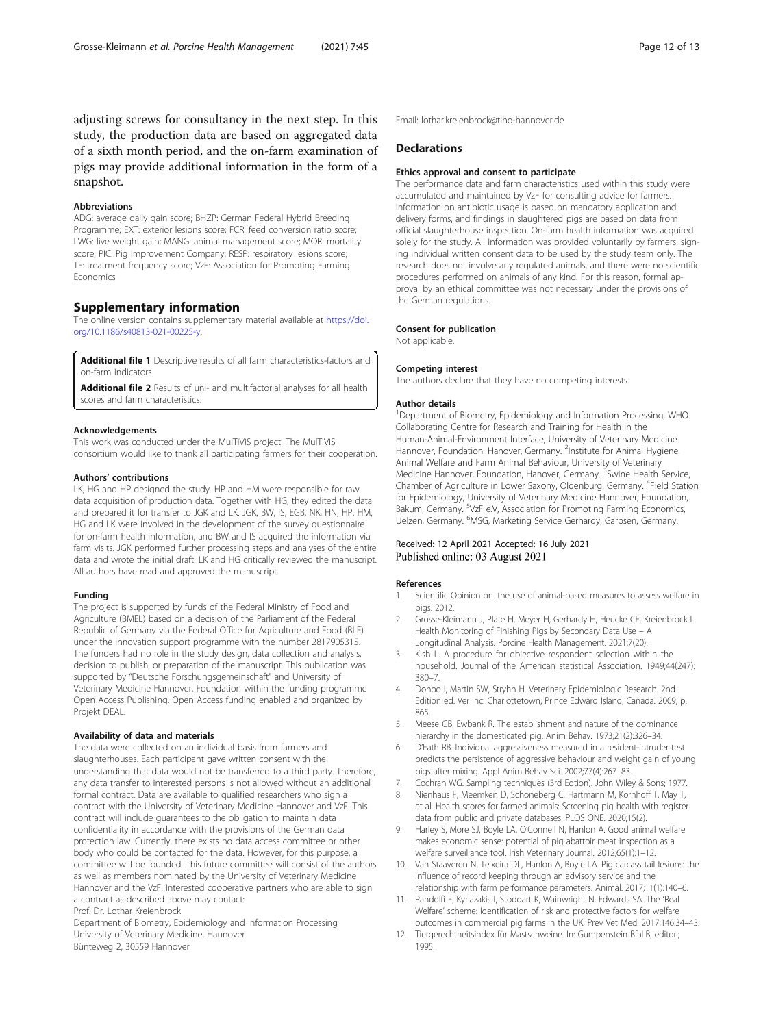adjusting screws for consultancy in the next step. In this study, the production data are based on aggregated data of a sixth month period, and the on-farm examination of pigs may provide additional information in the form of a snapshot.

#### Abbreviations

ADG: average daily gain score; BHZP: German Federal Hybrid Breeding Programme; EXT: exterior lesions score; FCR: feed conversion ratio score; LWG: live weight gain; MANG: animal management score; MOR: mortality score; PIC: Pig Improvement Company; RESP: respiratory lesions score; TF: treatment frequency score; VzF: Association for Promoting Farming Economics

## Supplementary information

The online version contains supplementary material available at https://doi.org/10.1186/s40813-021-00225-y.

**Additional file 1** Descriptive results of all farm characteristics-factors and on-farm indicators.

**Additional file 2** Results of uni- and multifactorial analyses for all health scores and farm characteristics.

#### Acknowledgements

This work was conducted under the MulTiViS project. The MulTiViS consortium would like to thank all participating farmers for their cooperation.

#### Authors' contributions

LK, HG and HP designed the study. HP and HM were responsible for raw data acquisition of production data. Together with HG, they edited the data and prepared it for transfer to JGK and LK. JGK, BW, IS, EGB, NK, HN, HP, HM, HG and LK were involved in the development of the survey questionnaire for on-farm health information, and BW and IS acquired the information via farm visits. JGK performed further processing steps and analyses of the entire data and wrote the initial draft. LK and HG critically reviewed the manuscript. All authors have read and approved the manuscript.

#### Funding

The project is supported by funds of the Federal Ministry of Food and Agriculture (BMEL) based on a decision of the Parliament of the Federal Republic of Germany via the Federal Office for Agriculture and Food (BLE) under the innovation support programme with the number 2817905315. The funders had no role in the study design, data collection and analysis, decision to publish, or preparation of the manuscript. This publication was supported by "Deutsche Forschungsgemeinschaft" and University of Veterinary Medicine Hannover, Foundation within the funding programme Open Access Publishing. Open Access funding enabled and organized by Projekt DEAL.

#### Availability of data and materials

The data were collected on an individual basis from farmers and slaughterhouses. Each participant gave written consent with the understanding that data would not be transferred to a third party. Therefore, any data transfer to interested persons is not allowed without an additional formal contract. Data are available to qualified researchers who sign a contract with the University of Veterinary Medicine Hannover and VzF. This contract will include guarantees to the obligation to maintain data confidentiality in accordance with the provisions of the German data protection law. Currently, there exists no data access committee or other body who could be contacted for the data. However, for this purpose, a committee will be founded. This future committee will consist of the authors as well as members nominated by the University of Veterinary Medicine Hannover and the VzF. Interested cooperative partners who are able to sign a contract as described above may contact:
Prof. Dr. Lothar Kreienbrock
Department of Biometry, Epidemiology and Information Processing
University of Veterinary Medicine, Hannover
Bünteweg 2, 30559 Hannover
Email: lothar.kreienbrock@tiho-hannover.de

## Declarations

#### Ethics approval and consent to participate

The performance data and farm characteristics used within this study were accumulated and maintained by VzF for consulting advice for farmers. Information on antibiotic usage is based on mandatory application and delivery forms, and findings in slaughtered pigs are based on data from official slaughterhouse inspection. On-farm health information was acquired solely for the study. All information was provided voluntarily by farmers, signing individual written consent data to be used by the study team only. The research does not involve any regulated animals, and there were no scientific procedures performed on animals of any kind. For this reason, formal approval by an ethical committee was not necessary under the provisions of the German regulations.

#### Consent for publication

Not applicable.

#### Competing interest

The authors declare that they have no competing interests.

#### Author details

[1]Department of Biometry, Epidemiology and Information Processing, WHO Collaborating Centre for Research and Training for Health in the Human-Animal-Environment Interface, University of Veterinary Medicine Hannover, Foundation, Hanover, Germany. [2]Institute for Animal Hygiene, Animal Welfare and Farm Animal Behaviour, University of Veterinary Medicine Hannover, Foundation, Hanover, Germany. [3]Swine Health Service, Chamber of Agriculture in Lower Saxony, Oldenburg, Germany. [4]Field Station for Epidemiology, University of Veterinary Medicine Hannover, Foundation, Bakum, Germany. [5]VzF e.V, Association for Promoting Farming Economics, Uelzen, Germany. [6]MSG, Marketing Service Gerhardy, Garbsen, Germany.

Received: 12 April 2021 Accepted: 16 July 2021
Published online: 03 August 2021

#### References

1. Scientific Opinion on. the use of animal-based measures to assess welfare in pigs. 2012.
2. Grosse-Kleimann J, Plate H, Meyer H, Gerhardy H, Heucke CE, Kreienbrock L. Health Monitoring of Finishing Pigs by Secondary Data Use – A Longitudinal Analysis. Porcine Health Management. 2021;7(20).
3. Kish L. A procedure for objective respondent selection within the household. Journal of the American statistical Association. 1949;44(247): 380–7.
4. Dohoo I, Martin SW, Stryhn H. Veterinary Epidemiologic Research. 2nd Edition ed. Ver Inc. Charlottetown, Prince Edward Island, Canada. 2009; p. 865.
5. Meese GB, Ewbank R. The establishment and nature of the dominance hierarchy in the domesticated pig. Anim Behav. 1973;21(2):326–34.
6. D'Eath RB. Individual aggressiveness measured in a resident-intruder test predicts the persistence of aggressive behaviour and weight gain of young pigs after mixing. Appl Anim Behav Sci. 2002;77(4):267–83.
7. Cochran WG. Sampling techniques (3rd Edtion). John Wiley & Sons; 1977.
8. Nienhaus F, Meemken D, Schoneberg C, Hartmann M, Kornhoff T, May T, et al. Health scores for farmed animals: Screening pig health with register data from public and private databases. PLOS ONE. 2020;15(2).
9. Harley S, More SJ, Boyle LA, O'Connell N, Hanlon A. Good animal welfare makes economic sense: potential of pig abattoir meat inspection as a welfare surveillance tool. Irish Veterinary Journal. 2012;65(1):1–12.
10. Van Staaveren N, Teixeira DL, Hanlon A, Boyle LA. Pig carcass tail lesions: the influence of record keeping through an advisory service and the relationship with farm performance parameters. Animal. 2017;11(1):140–6.
11. Pandolfi F, Kyriazakis I, Stoddart K, Wainwright N, Edwards SA. The 'Real Welfare' scheme: Identification of risk and protective factors for welfare outcomes in commercial pig farms in the UK. Prev Vet Med. 2017;146:34–43.
12. Tiergerechtheitsindex für Mastschweine. In: Gumpenstein BfaLB, editor.; 1995.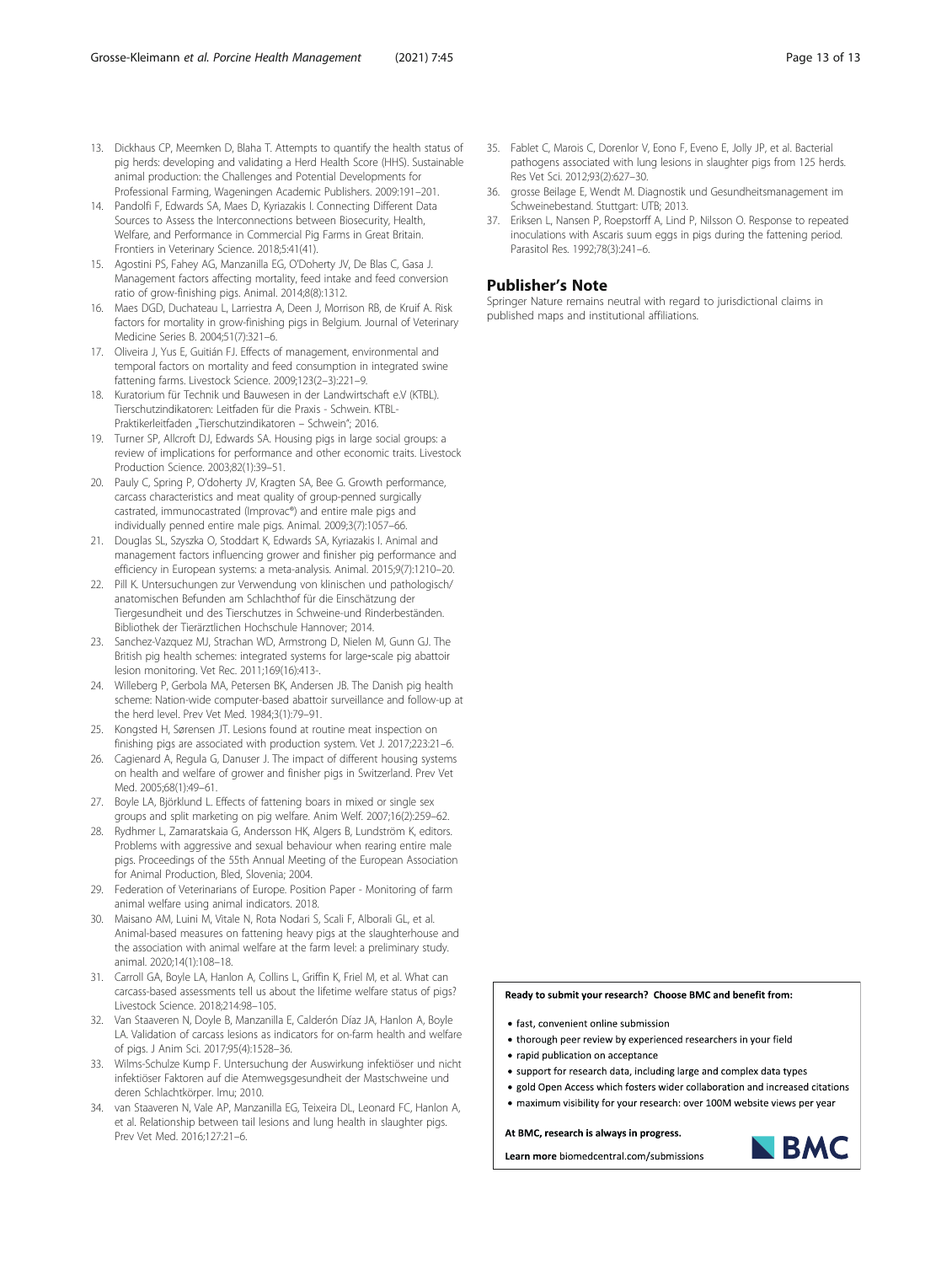13. Dickhaus CP, Meemken D, Blaha T. Attempts to quantify the health status of pig herds: developing and validating a Herd Health Score (HHS). Sustainable animal production: the Challenges and Potential Developments for Professional Farming, Wageningen Academic Publishers. 2009:191–201.
14. Pandolfi F, Edwards SA, Maes D, Kyriazakis I. Connecting Different Data Sources to Assess the Interconnections between Biosecurity, Health, Welfare, and Performance in Commercial Pig Farms in Great Britain. Frontiers in Veterinary Science. 2018;5:41(41).
15. Agostini PS, Fahey AG, Manzanilla EG, O'Doherty JV, De Blas C, Gasa J. Management factors affecting mortality, feed intake and feed conversion ratio of grow-finishing pigs. Animal. 2014;8(8):1312.
16. Maes DGD, Duchateau L, Larriestra A, Deen J, Morrison RB, de Kruif A. Risk factors for mortality in grow-finishing pigs in Belgium. Journal of Veterinary Medicine Series B. 2004;51(7):321–6.
17. Oliveira J, Yus E, Guitián FJ. Effects of management, environmental and temporal factors on mortality and feed consumption in integrated swine fattening farms. Livestock Science. 2009;123(2–3):221–9.
18. Kuratorium für Technik und Bauwesen in der Landwirtschaft e.V (KTBL). Tierschutzindikatoren: Leitfaden für die Praxis - Schwein. KTBL-Praktikerleitfaden „Tierschutzindikatoren – Schwein"; 2016.
19. Turner SP, Allcroft DJ, Edwards SA. Housing pigs in large social groups: a review of implications for performance and other economic traits. Livestock Production Science. 2003;82(1):39–51.
20. Pauly C, Spring P, O'doherty JV, Kragten SA, Bee G. Growth performance, carcass characteristics and meat quality of group-penned surgically castrated, immunocastrated (Improvac®) and entire male pigs and individually penned entire male pigs. Animal. 2009;3(7):1057–66.
21. Douglas SL, Szyszka O, Stoddart K, Edwards SA, Kyriazakis I. Animal and management factors influencing grower and finisher pig performance and efficiency in European systems: a meta-analysis. Animal. 2015;9(7):1210–20.
22. Pill K. Untersuchungen zur Verwendung von klinischen und pathologisch/anatomischen Befunden am Schlachthof für die Einschätzung der Tiergesundheit und des Tierschutzes in Schweine-und Rinderbeständen. Bibliothek der Tierärztlichen Hochschule Hannover; 2014.
23. Sanchez-Vazquez MJ, Strachan WD, Armstrong D, Nielen M, Gunn GJ. The British pig health schemes: integrated systems for large-scale pig abattoir lesion monitoring. Vet Rec. 2011;169(16):413-.
24. Willeberg P, Gerbola MA, Petersen BK, Andersen JB. The Danish pig health scheme: Nation-wide computer-based abattoir surveillance and follow-up at the herd level. Prev Vet Med. 1984;3(1):79–91.
25. Kongsted H, Sørensen JT. Lesions found at routine meat inspection on finishing pigs are associated with production system. Vet J. 2017;223:21–6.
26. Cagienard A, Regula G, Danuser J. The impact of different housing systems on health and welfare of grower and finisher pigs in Switzerland. Prev Vet Med. 2005;68(1):49–61.
27. Boyle LA, Björklund L. Effects of fattening boars in mixed or single sex groups and split marketing on pig welfare. Anim Welf. 2007;16(2):259–62.
28. Rydhmer L, Zamaratskaia G, Andersson HK, Algers B, Lundström K, editors. Problems with aggressive and sexual behaviour when rearing entire male pigs. Proceedings of the 55th Annual Meeting of the European Association for Animal Production, Bled, Slovenia; 2004.
29. Federation of Veterinarians of Europe. Position Paper - Monitoring of farm animal welfare using animal indicators. 2018.
30. Maisano AM, Luini M, Vitale N, Rota Nodari S, Scali F, Alborali GL, et al. Animal-based measures on fattening heavy pigs at the slaughterhouse and the association with animal welfare at the farm level: a preliminary study. animal. 2020;14(1):108–18.
31. Carroll GA, Boyle LA, Hanlon A, Collins L, Griffin K, Friel M, et al. What can carcass-based assessments tell us about the lifetime welfare status of pigs? Livestock Science. 2018;214:98–105.
32. Van Staaveren N, Doyle B, Manzanilla E, Calderón Díaz JA, Hanlon A, Boyle LA. Validation of carcass lesions as indicators for on-farm health and welfare of pigs. J Anim Sci. 2017;95(4):1528–36.
33. Wilms-Schulze Kump F. Untersuchung der Auswirkung infektiöser und nicht infektiöser Faktoren auf die Atemwegsgesundheit der Mastschweine und deren Schlachtkörper. lmu; 2010.
34. van Staaveren N, Vale AP, Manzanilla EG, Teixeira DL, Leonard FC, Hanlon A, et al. Relationship between tail lesions and lung health in slaughter pigs. Prev Vet Med. 2016;127:21–6.
35. Fablet C, Marois C, Dorenlor V, Eono F, Eveno E, Jolly JP, et al. Bacterial pathogens associated with lung lesions in slaughter pigs from 125 herds. Res Vet Sci. 2012;93(2):627–30.
36. grosse Beilage E, Wendt M. Diagnostik und Gesundheitsmanagement im Schweinebestand. Stuttgart: UTB; 2013.
37. Eriksen L, Nansen P, Roepstorff A, Lind P, Nilsson O. Response to repeated inoculations with Ascaris suum eggs in pigs during the fattening period. Parasitol Res. 1992;78(3):241–6.

## Publisher's Note

Springer Nature remains neutral with regard to jurisdictional claims in published maps and institutional affiliations.

**Ready to submit your research? Choose BMC and benefit from:**

- fast, convenient online submission
- thorough peer review by experienced researchers in your field
- rapid publication on acceptance
- support for research data, including large and complex data types
- gold Open Access which fosters wider collaboration and increased citations
- maximum visibility for your research: over 100M website views per year

**At BMC, research is always in progress.**

**Learn more** biomedcentral.com/submissions

BMC